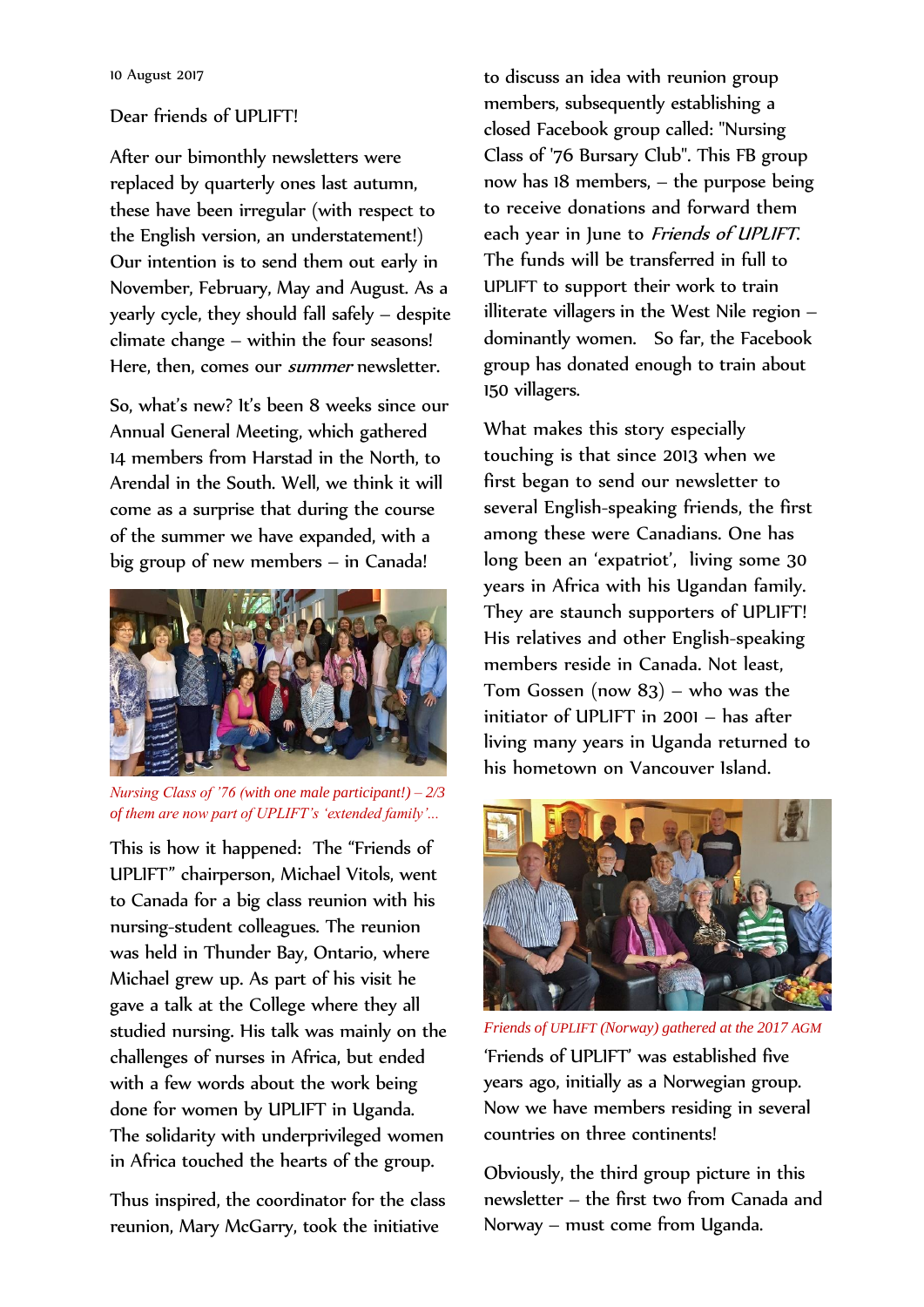10 August 2017

Dear friends of UPLIFT!

After our bimonthly newsletters were replaced by quarterly ones last autumn, these have been irregular (with respect to the English version, an understatement!) Our intention is to send them out early in November, February, May and August. As a yearly cycle, they should fall safely – despite climate change – within the four seasons! Here, then, comes our *summer* newsletter.

So, what's new? It's been 8 weeks since our Annual General Meeting, which gathered 14 members from Harstad in the North, to Arendal in the South. Well, we think it will come as a surprise that during the course of the summer we have expanded, with a big group of new members – in Canada!

*Nursing Class of '76 (with one male participant!) – 2/3 of them are now part of UPLIFT's 'extended family'...*

This is how it happened: The "Friends of UPLIFT" chairperson, Michael Vitols, went to Canada for a big class reunion with his nursing-student colleagues. The reunion was held in Thunder Bay, Ontario, where Michael grew up. As part of his visit he gave a talk at the College where they all studied nursing. His talk was mainly on the challenges of nurses in Africa, but ended with a few words about the work being done for women by UPLIFT in Uganda. The solidarity with underprivileged women in Africa touched the hearts of the group.

Thus inspired, the coordinator for the class reunion, Mary McGarry, took the initiative to discuss an idea with reunion group members, subsequently establishing a closed Facebook group called: "Nursing Class of '76 Bursary Club". This FB group now has 18 members, – the purpose being to receive donations and forward them each year in June to *Friends of UPLIFT*. The funds will be transferred in full to UPLIFT to support their work to train illiterate villagers in the West Nile region – dominantly women. So far, the Facebook group has donated enough to train about 150 villagers.

What makes this story especially touching is that since 2013 when we first began to send our newsletter to several English-speaking friends, the first among these were Canadians. One has long been an 'expatriot', living some 30 years in Africa with his Ugandan family. They are staunch supporters of UPLIFT! His relatives and other English-speaking members reside in Canada. Not least, Tom Gossen (now 83) – who was the initiator of UPLIFT in 2001 – has after living many years in Uganda returned to his hometown on Vancouver Island.

*Friends of UPLIFT (Norway) gathered at the 2017 AGM*

'Friends of UPLIFT' was established five years ago, initially as a Norwegian group. Now we have members residing in several countries on three continents!

Obviously, the third group picture in this newsletter – the first two from Canada and Norway – must come from Uganda.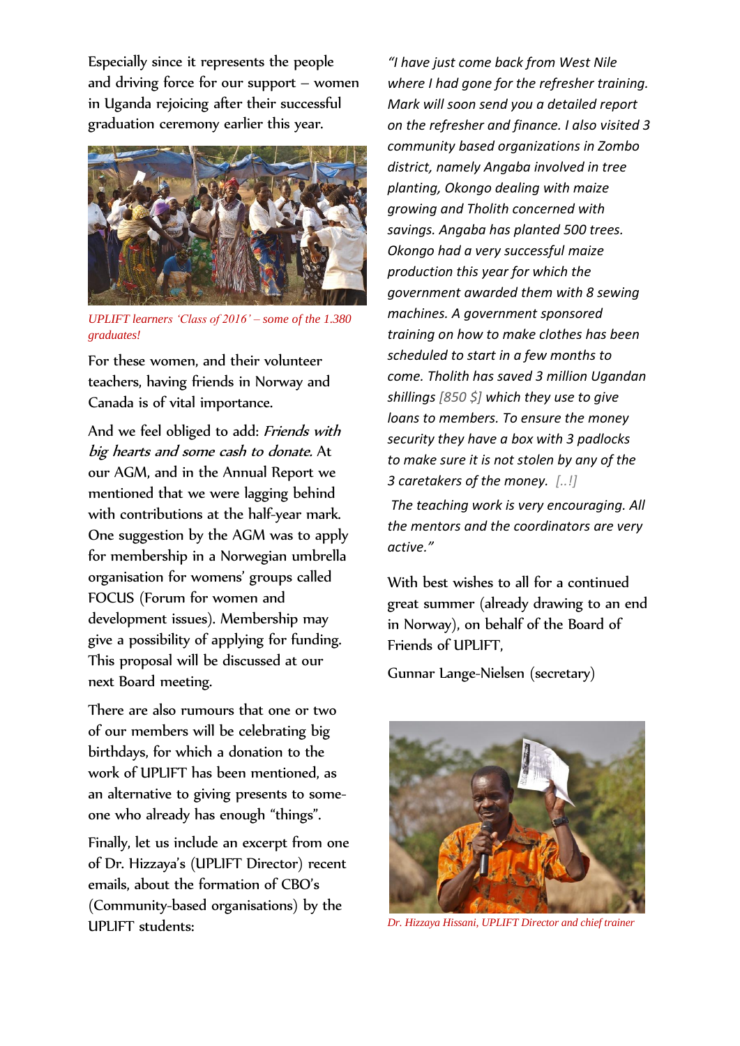Especially since it represents the people and driving force for our support – women in Uganda rejoicing after their successful graduation ceremony earlier this year.

UPLIFT learners 'Class of 2016' – some of the 1.380 graduates!

For these women, and their volunteer teachers, having friends in Norway and Canada is of vital importance.

And we feel obliged to add: *Friends with big hearts and some cash to donate.* At our AGM, and in the Annual Report we mentioned that we were lagging behind with contributions at the half-year mark. One suggestion by the AGM was to apply for membership in a Norwegian umbrella organisation for womens' groups called FOCUS (Forum for women and development issues). Membership may give a possibility of applying for funding. This proposal will be discussed at our next Board meeting.

There are also rumours that one or two of our members will be celebrating big birthdays, for which a donation to the work of UPLIFT has been mentioned, as an alternative to giving presents to some-one who already has enough "things".

Finally, let us include an excerpt from one of Dr. Hizzaya's (UPLIFT Director) recent emails, about the formation of CBO's (Community-based organisations) by the UPLIFT students:

*"I have just come back from West Nile where I had gone for the refresher training. Mark will soon send you a detailed report on the refresher and finance. I also visited 3 community based organizations in Zombo district, namely Angaba involved in tree planting, Okongo dealing with maize growing and Tholith concerned with savings. Angaba has planted 500 trees. Okongo had a very successful maize production this year for which the government awarded them with 8 sewing machines. A government sponsored training on how to make clothes has been scheduled to start in a few months to come. Tholith has saved 3 million Ugandan shillings* [850 $] *which they use to give loans to members. To ensure the money security they have a box with 3 padlocks to make sure it is not stolen by any of the 3 caretakers of the money.* [..!]

*The teaching work is very encouraging. All the mentors and the coordinators are very active."*

With best wishes to all for a continued great summer (already drawing to an end in Norway), on behalf of the Board of Friends of UPLIFT,

Gunnar Lange-Nielsen (secretary)

Dr. Hizzaya Hissani, UPLIFT Director and chief trainer